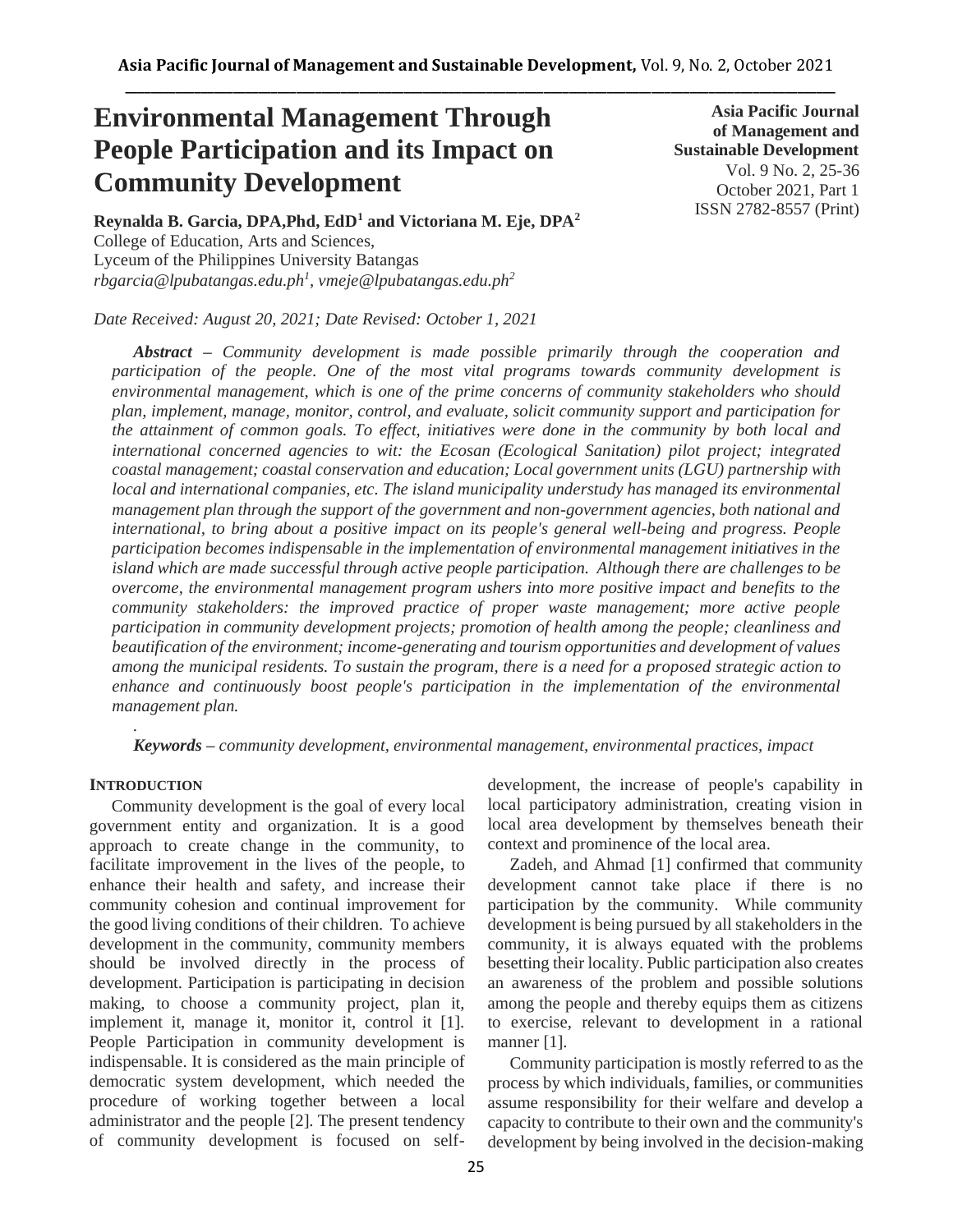# Environmental Management Through People Participation and its Impact on Community Development

**Asia Pacific Journal of Management and Sustainable Development**
Vol. 9 No. 2, 25-36
October 2021, Part 1
ISSN 2782-8557 (Print)

**Reynalda B. Garcia, DPA,Phd, EdD[1] and Victoriana M. Eje, DPA[2]**
College of Education, Arts and Sciences,
Lyceum of the Philippines University Batangas
*rbgarcia@lpubatangas.edu.ph[1], vmeje@lpubatangas.edu.ph[2]*

*Date Received: August 20, 2021; Date Revised: October 1, 2021*

***Abstract** – Community development is made possible primarily through the cooperation and participation of the people. One of the most vital programs towards community development is environmental management, which is one of the prime concerns of community stakeholders who should plan, implement, manage, monitor, control, and evaluate, solicit community support and participation for the attainment of common goals. To effect, initiatives were done in the community by both local and international concerned agencies to wit: the Ecosan (Ecological Sanitation) pilot project; integrated coastal management; coastal conservation and education; Local government units (LGU) partnership with local and international companies, etc. The island municipality understudy has managed its environmental management plan through the support of the government and non-government agencies, both national and international, to bring about a positive impact on its people's general well-being and progress. People participation becomes indispensable in the implementation of environmental management initiatives in the island which are made successful through active people participation. Although there are challenges to be overcome, the environmental management program ushers into more positive impact and benefits to the community stakeholders: the improved practice of proper waste management; more active people participation in community development projects; promotion of health among the people; cleanliness and beautification of the environment; income-generating and tourism opportunities and development of values among the municipal residents. To sustain the program, there is a need for a proposed strategic action to enhance and continuously boost people's participation in the implementation of the environmental management plan.*

***Keywords** – community development, environmental management, environmental practices, impact*

## INTRODUCTION

Community development is the goal of every local government entity and organization. It is a good approach to create change in the community, to facilitate improvement in the lives of the people, to enhance their health and safety, and increase their community cohesion and continual improvement for the good living conditions of their children. To achieve development in the community, community members should be involved directly in the process of development. Participation is participating in decision making, to choose a community project, plan it, implement it, manage it, monitor it, control it [1]. People Participation in community development is indispensable. It is considered as the main principle of democratic system development, which needed the procedure of working together between a local administrator and the people [2]. The present tendency of community development is focused on self-development, the increase of people's capability in local participatory administration, creating vision in local area development by themselves beneath their context and prominence of the local area.

Zadeh, and Ahmad [1] confirmed that community development cannot take place if there is no participation by the community. While community development is being pursued by all stakeholders in the community, it is always equated with the problems besetting their locality. Public participation also creates an awareness of the problem and possible solutions among the people and thereby equips them as citizens to exercise, relevant to development in a rational manner [1].

Community participation is mostly referred to as the process by which individuals, families, or communities assume responsibility for their welfare and develop a capacity to contribute to their own and the community's development by being involved in the decision-making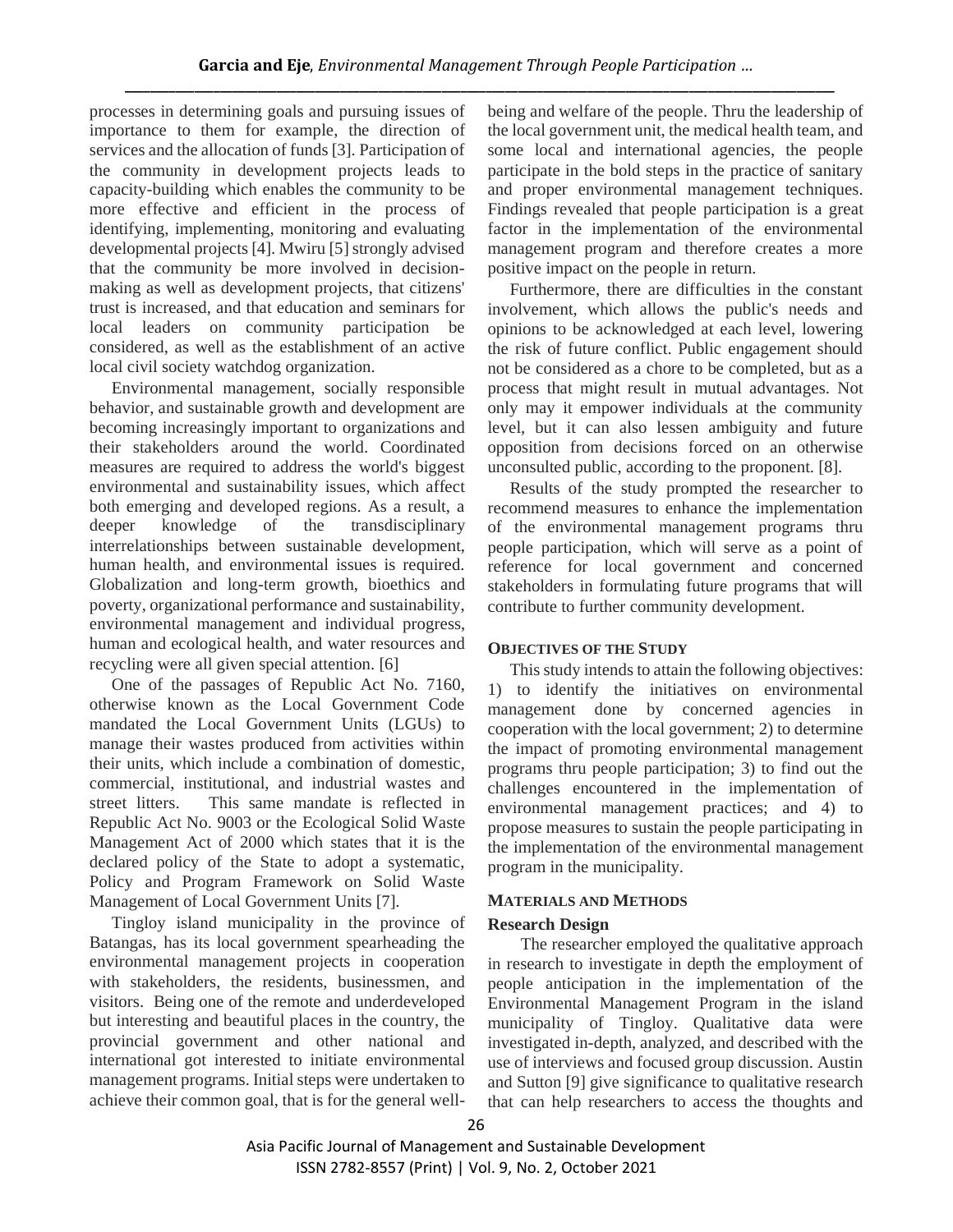processes in determining goals and pursuing issues of importance to them for example, the direction of services and the allocation of funds [3]. Participation of the community in development projects leads to capacity-building which enables the community to be more effective and efficient in the process of identifying, implementing, monitoring and evaluating developmental projects [4]. Mwiru [5] strongly advised that the community be more involved in decision-making as well as development projects, that citizens' trust is increased, and that education and seminars for local leaders on community participation be considered, as well as the establishment of an active local civil society watchdog organization.

Environmental management, socially responsible behavior, and sustainable growth and development are becoming increasingly important to organizations and their stakeholders around the world. Coordinated measures are required to address the world's biggest environmental and sustainability issues, which affect both emerging and developed regions. As a result, a deeper knowledge of the transdisciplinary interrelationships between sustainable development, human health, and environmental issues is required. Globalization and long-term growth, bioethics and poverty, organizational performance and sustainability, environmental management and individual progress, human and ecological health, and water resources and recycling were all given special attention. [6]

One of the passages of Republic Act No. 7160, otherwise known as the Local Government Code mandated the Local Government Units (LGUs) to manage their wastes produced from activities within their units, which include a combination of domestic, commercial, institutional, and industrial wastes and street litters. This same mandate is reflected in Republic Act No. 9003 or the Ecological Solid Waste Management Act of 2000 which states that it is the declared policy of the State to adopt a systematic, Policy and Program Framework on Solid Waste Management of Local Government Units [7].

Tingloy island municipality in the province of Batangas, has its local government spearheading the environmental management projects in cooperation with stakeholders, the residents, businessmen, and visitors. Being one of the remote and underdeveloped but interesting and beautiful places in the country, the provincial government and other national and international got interested to initiate environmental management programs. Initial steps were undertaken to achieve their common goal, that is for the general well-being and welfare of the people. Thru the leadership of the local government unit, the medical health team, and some local and international agencies, the people participate in the bold steps in the practice of sanitary and proper environmental management techniques. Findings revealed that people participation is a great factor in the implementation of the environmental management program and therefore creates a more positive impact on the people in return.

Furthermore, there are difficulties in the constant involvement, which allows the public's needs and opinions to be acknowledged at each level, lowering the risk of future conflict. Public engagement should not be considered as a chore to be completed, but as a process that might result in mutual advantages. Not only may it empower individuals at the community level, but it can also lessen ambiguity and future opposition from decisions forced on an otherwise unconsulted public, according to the proponent. [8].

Results of the study prompted the researcher to recommend measures to enhance the implementation of the environmental management programs thru people participation, which will serve as a point of reference for local government and concerned stakeholders in formulating future programs that will contribute to further community development.

## OBJECTIVES OF THE STUDY

This study intends to attain the following objectives: 1) to identify the initiatives on environmental management done by concerned agencies in cooperation with the local government; 2) to determine the impact of promoting environmental management programs thru people participation; 3) to find out the challenges encountered in the implementation of environmental management practices; and 4) to propose measures to sustain the people participating in the implementation of the environmental management program in the municipality.

## MATERIALS AND METHODS

### Research Design

The researcher employed the qualitative approach in research to investigate in depth the employment of people anticipation in the implementation of the Environmental Management Program in the island municipality of Tingloy. Qualitative data were investigated in-depth, analyzed, and described with the use of interviews and focused group discussion. Austin and Sutton [9] give significance to qualitative research that can help researchers to access the thoughts and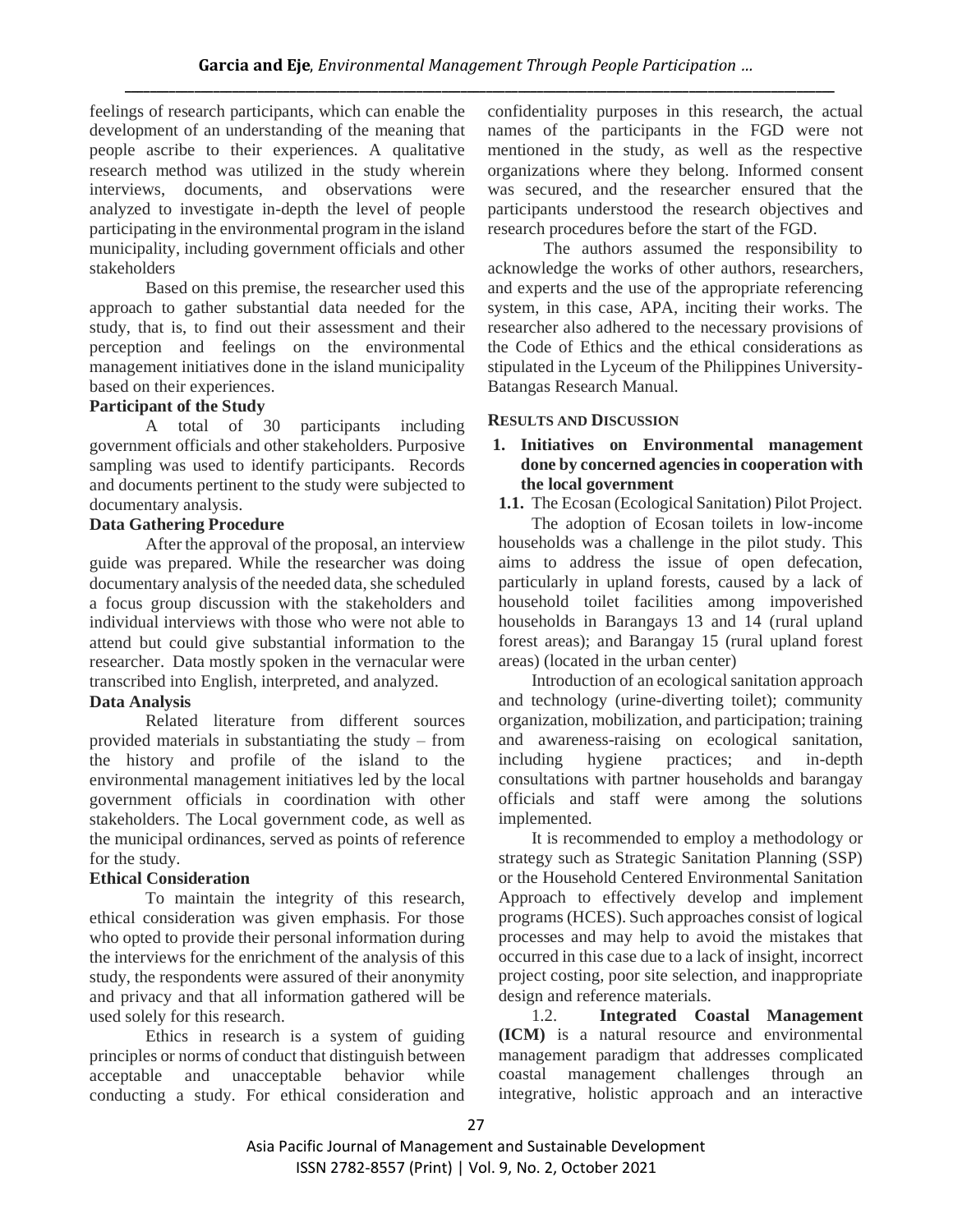feelings of research participants, which can enable the development of an understanding of the meaning that people ascribe to their experiences. A qualitative research method was utilized in the study wherein interviews, documents, and observations were analyzed to investigate in-depth the level of people participating in the environmental program in the island municipality, including government officials and other stakeholders

Based on this premise, the researcher used this approach to gather substantial data needed for the study, that is, to find out their assessment and their perception and feelings on the environmental management initiatives done in the island municipality based on their experiences.

**Participant of the Study**

A total of 30 participants including government officials and other stakeholders. Purposive sampling was used to identify participants. Records and documents pertinent to the study were subjected to documentary analysis.

**Data Gathering Procedure**

After the approval of the proposal, an interview guide was prepared. While the researcher was doing documentary analysis of the needed data, she scheduled a focus group discussion with the stakeholders and individual interviews with those who were not able to attend but could give substantial information to the researcher. Data mostly spoken in the vernacular were transcribed into English, interpreted, and analyzed.

**Data Analysis**

Related literature from different sources provided materials in substantiating the study – from the history and profile of the island to the environmental management initiatives led by the local government officials in coordination with other stakeholders. The Local government code, as well as the municipal ordinances, served as points of reference for the study.

**Ethical Consideration**

To maintain the integrity of this research, ethical consideration was given emphasis. For those who opted to provide their personal information during the interviews for the enrichment of the analysis of this study, the respondents were assured of their anonymity and privacy and that all information gathered will be used solely for this research.

Ethics in research is a system of guiding principles or norms of conduct that distinguish between acceptable and unacceptable behavior while conducting a study. For ethical consideration and confidentiality purposes in this research, the actual names of the participants in the FGD were not mentioned in the study, as well as the respective organizations where they belong. Informed consent was secured, and the researcher ensured that the participants understood the research objectives and research procedures before the start of the FGD.

The authors assumed the responsibility to acknowledge the works of other authors, researchers, and experts and the use of the appropriate referencing system, in this case, APA, inciting their works. The researcher also adhered to the necessary provisions of the Code of Ethics and the ethical considerations as stipulated in the Lyceum of the Philippines University-Batangas Research Manual.

## RESULTS AND DISCUSSION

**1. Initiatives on Environmental management done by concerned agencies in cooperation with the local government**

**1.1.** The Ecosan (Ecological Sanitation) Pilot Project.

The adoption of Ecosan toilets in low-income households was a challenge in the pilot study. This aims to address the issue of open defecation, particularly in upland forests, caused by a lack of household toilet facilities among impoverished households in Barangays 13 and 14 (rural upland forest areas); and Barangay 15 (rural upland forest areas) (located in the urban center)

Introduction of an ecological sanitation approach and technology (urine-diverting toilet); community organization, mobilization, and participation; training and awareness-raising on ecological sanitation, including hygiene practices; and in-depth consultations with partner households and barangay officials and staff were among the solutions implemented.

It is recommended to employ a methodology or strategy such as Strategic Sanitation Planning (SSP) or the Household Centered Environmental Sanitation Approach to effectively develop and implement programs (HCES). Such approaches consist of logical processes and may help to avoid the mistakes that occurred in this case due to a lack of insight, incorrect project costing, poor site selection, and inappropriate design and reference materials.

1.2. **Integrated Coastal Management (ICM)** is a natural resource and environmental management paradigm that addresses complicated coastal management challenges through an integrative, holistic approach and an interactive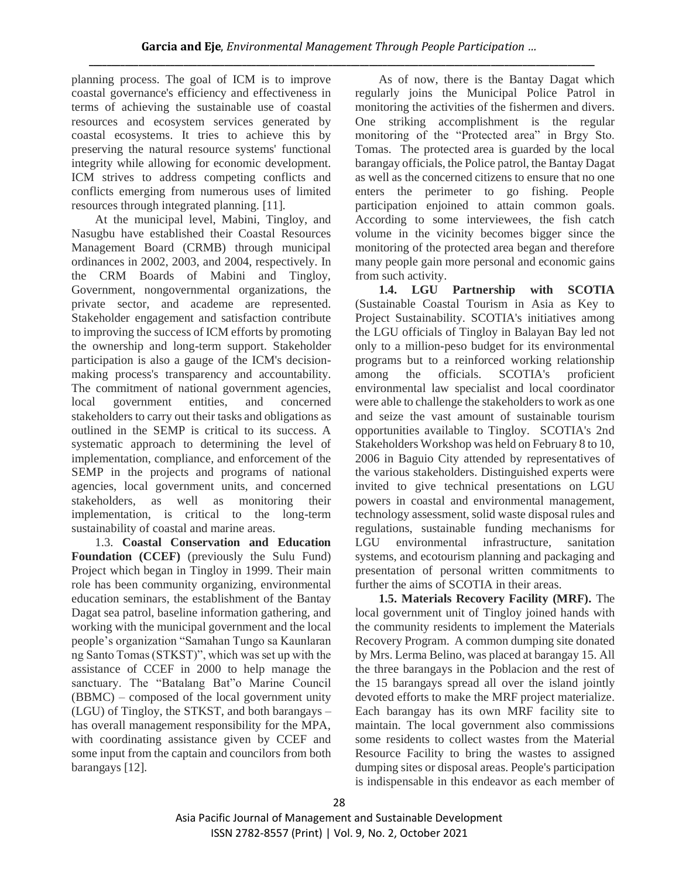planning process. The goal of ICM is to improve coastal governance's efficiency and effectiveness in terms of achieving the sustainable use of coastal resources and ecosystem services generated by coastal ecosystems. It tries to achieve this by preserving the natural resource systems' functional integrity while allowing for economic development. ICM strives to address competing conflicts and conflicts emerging from numerous uses of limited resources through integrated planning. [11].

At the municipal level, Mabini, Tingloy, and Nasugbu have established their Coastal Resources Management Board (CRMB) through municipal ordinances in 2002, 2003, and 2004, respectively. In the CRM Boards of Mabini and Tingloy, Government, nongovernmental organizations, the private sector, and academe are represented. Stakeholder engagement and satisfaction contribute to improving the success of ICM efforts by promoting the ownership and long-term support. Stakeholder participation is also a gauge of the ICM's decision-making process's transparency and accountability. The commitment of national government agencies, local government entities, and concerned stakeholders to carry out their tasks and obligations as outlined in the SEMP is critical to its success. A systematic approach to determining the level of implementation, compliance, and enforcement of the SEMP in the projects and programs of national agencies, local government units, and concerned stakeholders, as well as monitoring their implementation, is critical to the long-term sustainability of coastal and marine areas.

1.3. **Coastal Conservation and Education Foundation (CCEF)** (previously the Sulu Fund) Project which began in Tingloy in 1999. Their main role has been community organizing, environmental education seminars, the establishment of the Bantay Dagat sea patrol, baseline information gathering, and working with the municipal government and the local people's organization "Samahan Tungo sa Kaunlaran ng Santo Tomas (STKST)", which was set up with the assistance of CCEF in 2000 to help manage the sanctuary. The "Batalang Bat"o Marine Council (BBMC) – composed of the local government unity (LGU) of Tingloy, the STKST, and both barangays – has overall management responsibility for the MPA, with coordinating assistance given by CCEF and some input from the captain and councilors from both barangays [12].

As of now, there is the Bantay Dagat which regularly joins the Municipal Police Patrol in monitoring the activities of the fishermen and divers. One striking accomplishment is the regular monitoring of the "Protected area" in Brgy Sto. Tomas. The protected area is guarded by the local barangay officials, the Police patrol, the Bantay Dagat as well as the concerned citizens to ensure that no one enters the perimeter to go fishing. People participation enjoined to attain common goals. According to some interviewees, the fish catch volume in the vicinity becomes bigger since the monitoring of the protected area began and therefore many people gain more personal and economic gains from such activity.

**1.4. LGU Partnership with SCOTIA** (Sustainable Coastal Tourism in Asia as Key to Project Sustainability. SCOTIA's initiatives among the LGU officials of Tingloy in Balayan Bay led not only to a million-peso budget for its environmental programs but to a reinforced working relationship among the officials. SCOTIA's proficient environmental law specialist and local coordinator were able to challenge the stakeholders to work as one and seize the vast amount of sustainable tourism opportunities available to Tingloy. SCOTIA's 2nd Stakeholders Workshop was held on February 8 to 10, 2006 in Baguio City attended by representatives of the various stakeholders. Distinguished experts were invited to give technical presentations on LGU powers in coastal and environmental management, technology assessment, solid waste disposal rules and regulations, sustainable funding mechanisms for LGU environmental infrastructure, sanitation systems, and ecotourism planning and packaging and presentation of personal written commitments to further the aims of SCOTIA in their areas.

**1.5. Materials Recovery Facility (MRF).** The local government unit of Tingloy joined hands with the community residents to implement the Materials Recovery Program. A common dumping site donated by Mrs. Lerma Belino, was placed at barangay 15. All the three barangays in the Poblacion and the rest of the 15 barangays spread all over the island jointly devoted efforts to make the MRF project materialize. Each barangay has its own MRF facility site to maintain. The local government also commissions some residents to collect wastes from the Material Resource Facility to bring the wastes to assigned dumping sites or disposal areas. People's participation is indispensable in this endeavor as each member of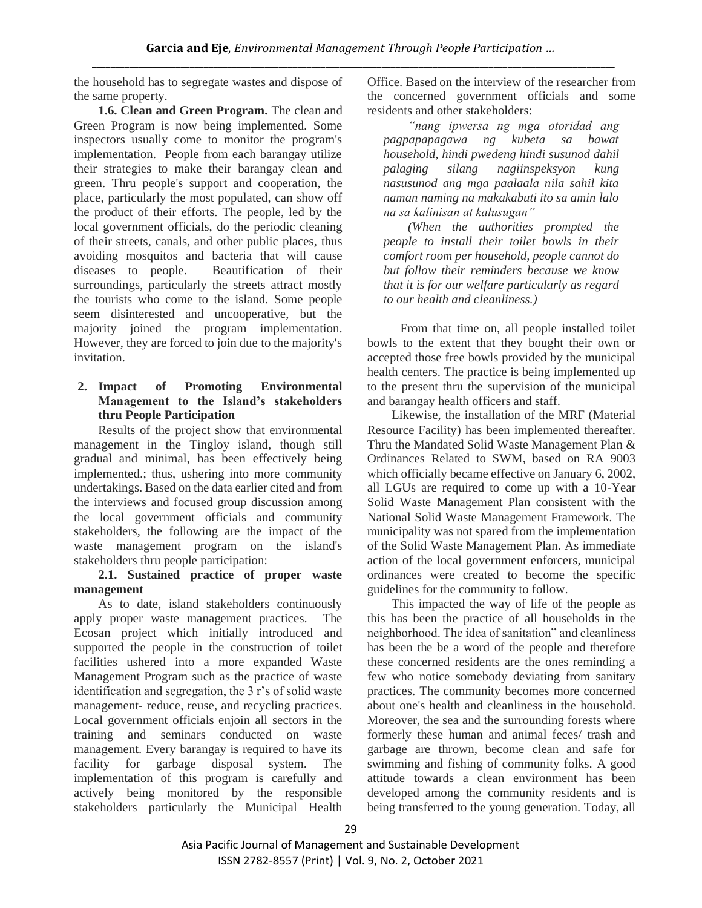the household has to segregate wastes and dispose of the same property.

**1.6. Clean and Green Program.** The clean and Green Program is now being implemented. Some inspectors usually come to monitor the program's implementation. People from each barangay utilize their strategies to make their barangay clean and green. Thru people's support and cooperation, the place, particularly the most populated, can show off the product of their efforts. The people, led by the local government officials, do the periodic cleaning of their streets, canals, and other public places, thus avoiding mosquitos and bacteria that will cause diseases to people. Beautification of their surroundings, particularly the streets attract mostly the tourists who come to the island. Some people seem disinterested and uncooperative, but the majority joined the program implementation. However, they are forced to join due to the majority's invitation.

**2. Impact of Promoting Environmental Management to the Island's stakeholders thru People Participation**

Results of the project show that environmental management in the Tingloy island, though still gradual and minimal, has been effectively being implemented.; thus, ushering into more community undertakings. Based on the data earlier cited and from the interviews and focused group discussion among the local government officials and community stakeholders, the following are the impact of the waste management program on the island's stakeholders thru people participation:

**2.1. Sustained practice of proper waste management**

As to date, island stakeholders continuously apply proper waste management practices. The Ecosan project which initially introduced and supported the people in the construction of toilet facilities ushered into a more expanded Waste Management Program such as the practice of waste identification and segregation, the 3 r's of solid waste management- reduce, reuse, and recycling practices. Local government officials enjoin all sectors in the training and seminars conducted on waste management. Every barangay is required to have its facility for garbage disposal system. The implementation of this program is carefully and actively being monitored by the responsible stakeholders particularly the Municipal Health Office. Based on the interview of the researcher from the concerned government officials and some residents and other stakeholders:

> *"nang ipwersa ng mga otoridad ang pagpapapagawa ng kubeta sa bawat household, hindi pwedeng hindi susunod dahil palaging silang nagiinspeksyon kung nasusunod ang mga paalaala nila sahil kita naman naming na makakabuti ito sa amin lalo na sa kalinisan at kalusugan"*
>
> *(When the authorities prompted the people to install their toilet bowls in their comfort room per household, people cannot do but follow their reminders because we know that it is for our welfare particularly as regard to our health and cleanliness.)*

From that time on, all people installed toilet bowls to the extent that they bought their own or accepted those free bowls provided by the municipal health centers. The practice is being implemented up to the present thru the supervision of the municipal and barangay health officers and staff.

Likewise, the installation of the MRF (Material Resource Facility) has been implemented thereafter. Thru the Mandated Solid Waste Management Plan & Ordinances Related to SWM, based on RA 9003 which officially became effective on January 6, 2002, all LGUs are required to come up with a 10-Year Solid Waste Management Plan consistent with the National Solid Waste Management Framework. The municipality was not spared from the implementation of the Solid Waste Management Plan. As immediate action of the local government enforcers, municipal ordinances were created to become the specific guidelines for the community to follow.

This impacted the way of life of the people as this has been the practice of all households in the neighborhood. The idea of sanitation" and cleanliness has been the be a word of the people and therefore these concerned residents are the ones reminding a few who notice somebody deviating from sanitary practices. The community becomes more concerned about one's health and cleanliness in the household. Moreover, the sea and the surrounding forests where formerly these human and animal feces/ trash and garbage are thrown, become clean and safe for swimming and fishing of community folks. A good attitude towards a clean environment has been developed among the community residents and is being transferred to the young generation. Today, all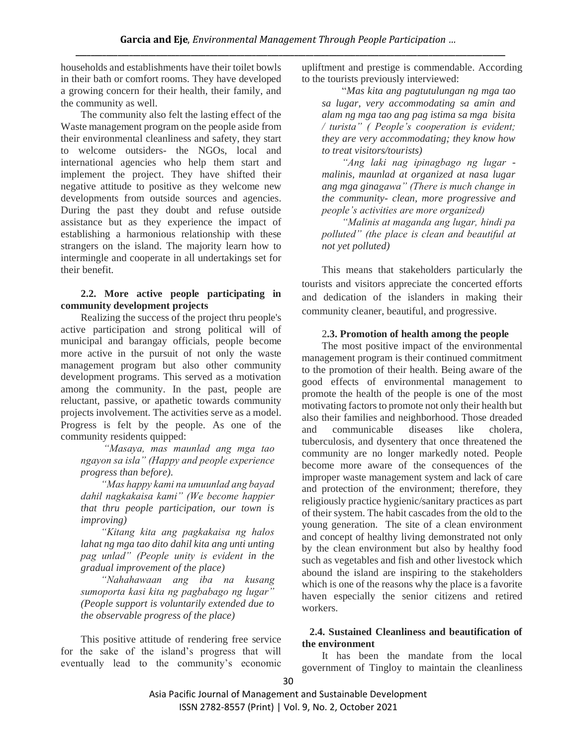households and establishments have their toilet bowls in their bath or comfort rooms. They have developed a growing concern for their health, their family, and the community as well.

The community also felt the lasting effect of the Waste management program on the people aside from their environmental cleanliness and safety, they start to welcome outsiders- the NGOs, local and international agencies who help them start and implement the project. They have shifted their negative attitude to positive as they welcome new developments from outside sources and agencies. During the past they doubt and refuse outside assistance but as they experience the impact of establishing a harmonious relationship with these strangers on the island. The majority learn how to intermingle and cooperate in all undertakings set for their benefit.

### 2.2. More active people participating in community development projects

Realizing the success of the project thru people's active participation and strong political will of municipal and barangay officials, people become more active in the pursuit of not only the waste management program but also other community development programs. This served as a motivation among the community. In the past, people are reluctant, passive, or apathetic towards community projects involvement. The activities serve as a model. Progress is felt by the people. As one of the community residents quipped:

> *"Masaya, mas maunlad ang mga tao ngayon sa isla" (Happy and people experience progress than before).*
>
> *"Mas happy kami na umuunlad ang bayad dahil nagkakaisa kami" (We become happier that thru people participation, our town is improving)*
>
> *"Kitang kita ang pagkakaisa ng halos lahat ng mga tao dito dahil kita ang unti unting pag unlad" (People unity is evident in the gradual improvement of the place)*
>
> *"Nahahawaan ang iba na kusang sumoporta kasi kita ng pagbabago ng lugar" (People support is voluntarily extended due to the observable progress of the place)*

This positive attitude of rendering free service for the sake of the island's progress that will eventually lead to the community's economic upliftment and prestige is commendable. According to the tourists previously interviewed:

> "*Mas kita ang pagtutulungan ng mga tao sa lugar, very accommodating sa amin and alam ng mga tao ang pag istima sa mga bisita / turista" ( People's cooperation is evident; they are very accommodating; they know how to treat visitors/tourists)*
>
> *"Ang laki nag ipinagbago ng lugar - malinis, maunlad at organized at nasa lugar ang mga ginagawa" (There is much change in the community- clean, more progressive and people's activities are more organized)*
>
> *"Malinis at maganda ang lugar, hindi pa polluted" (the place is clean and beautiful at not yet polluted)*

This means that stakeholders particularly the tourists and visitors appreciate the concerted efforts and dedication of the islanders in making their community cleaner, beautiful, and progressive.

### 2.3. Promotion of health among the people

The most positive impact of the environmental management program is their continued commitment to the promotion of their health. Being aware of the good effects of environmental management to promote the health of the people is one of the most motivating factors to promote not only their health but also their families and neighborhood. Those dreaded and communicable diseases like cholera, tuberculosis, and dysentery that once threatened the community are no longer markedly noted. People become more aware of the consequences of the improper waste management system and lack of care and protection of the environment; therefore, they religiously practice hygienic/sanitary practices as part of their system. The habit cascades from the old to the young generation. The site of a clean environment and concept of healthy living demonstrated not only by the clean environment but also by healthy food such as vegetables and fish and other livestock which abound the island are inspiring to the stakeholders which is one of the reasons why the place is a favorite haven especially the senior citizens and retired workers.

### 2.4. Sustained Cleanliness and beautification of the environment

It has been the mandate from the local government of Tingloy to maintain the cleanliness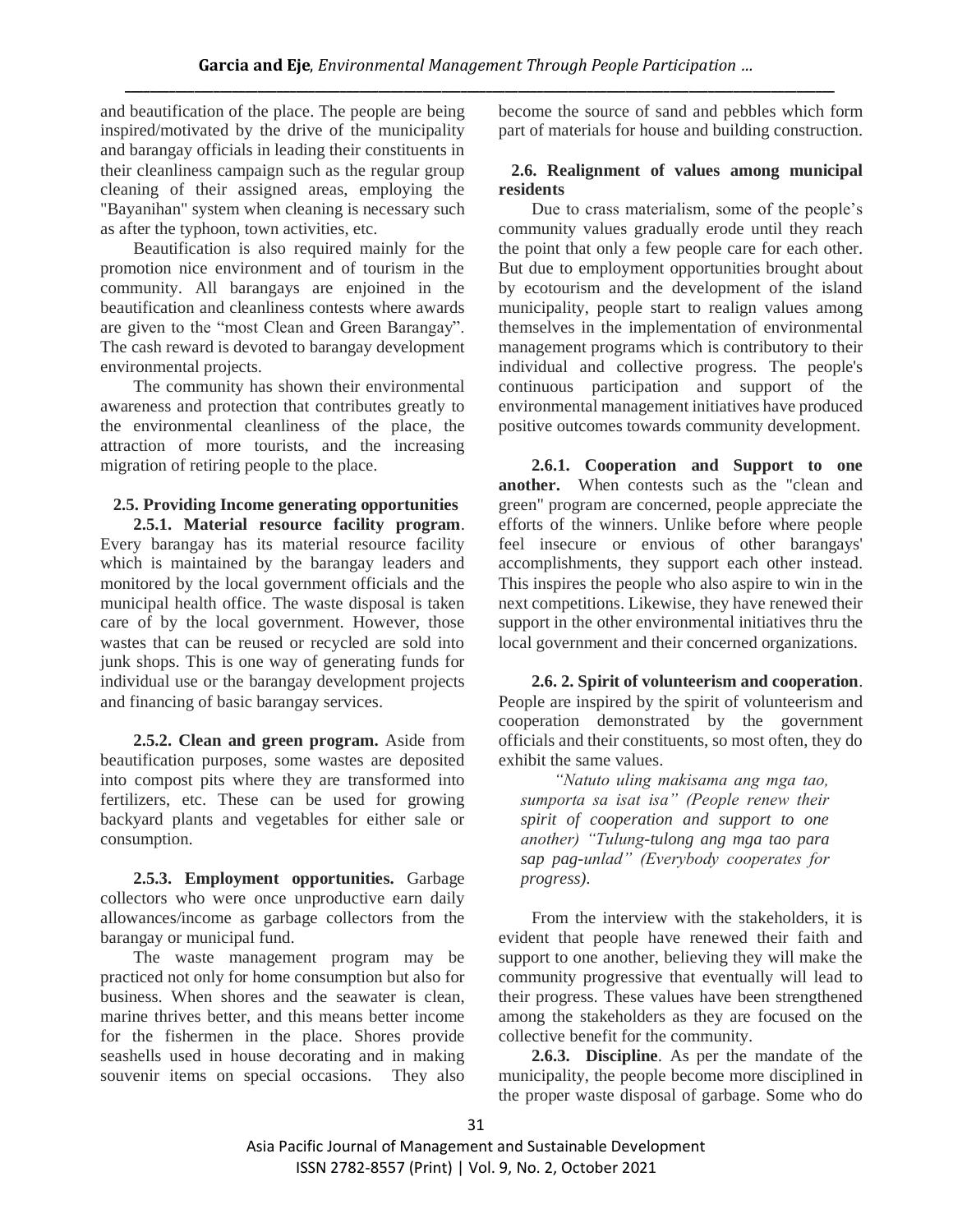and beautification of the place. The people are being inspired/motivated by the drive of the municipality and barangay officials in leading their constituents in their cleanliness campaign such as the regular group cleaning of their assigned areas, employing the "Bayanihan" system when cleaning is necessary such as after the typhoon, town activities, etc.

Beautification is also required mainly for the promotion nice environment and of tourism in the community. All barangays are enjoined in the beautification and cleanliness contests where awards are given to the "most Clean and Green Barangay". The cash reward is devoted to barangay development environmental projects.

The community has shown their environmental awareness and protection that contributes greatly to the environmental cleanliness of the place, the attraction of more tourists, and the increasing migration of retiring people to the place.

### 2.5. Providing Income generating opportunities

**2.5.1. Material resource facility program**. Every barangay has its material resource facility which is maintained by the barangay leaders and monitored by the local government officials and the municipal health office. The waste disposal is taken care of by the local government. However, those wastes that can be reused or recycled are sold into junk shops. This is one way of generating funds for individual use or the barangay development projects and financing of basic barangay services.

**2.5.2. Clean and green program.** Aside from beautification purposes, some wastes are deposited into compost pits where they are transformed into fertilizers, etc. These can be used for growing backyard plants and vegetables for either sale or consumption.

**2.5.3. Employment opportunities.** Garbage collectors who were once unproductive earn daily allowances/income as garbage collectors from the barangay or municipal fund.

The waste management program may be practiced not only for home consumption but also for business. When shores and the seawater is clean, marine thrives better, and this means better income for the fishermen in the place. Shores provide seashells used in house decorating and in making souvenir items on special occasions. They also become the source of sand and pebbles which form part of materials for house and building construction.

### 2.6. Realignment of values among municipal residents

Due to crass materialism, some of the people's community values gradually erode until they reach the point that only a few people care for each other. But due to employment opportunities brought about by ecotourism and the development of the island municipality, people start to realign values among themselves in the implementation of environmental management programs which is contributory to their individual and collective progress. The people's continuous participation and support of the environmental management initiatives have produced positive outcomes towards community development.

**2.6.1. Cooperation and Support to one another.** When contests such as the "clean and green" program are concerned, people appreciate the efforts of the winners. Unlike before where people feel insecure or envious of other barangays' accomplishments, they support each other instead. This inspires the people who also aspire to win in the next competitions. Likewise, they have renewed their support in the other environmental initiatives thru the local government and their concerned organizations.

**2.6. 2. Spirit of volunteerism and cooperation**. People are inspired by the spirit of volunteerism and cooperation demonstrated by the government officials and their constituents, so most often, they do exhibit the same values.

> *"Natuto uling makisama ang mga tao, sumporta sa isat isa" (People renew their spirit of cooperation and support to one another) "Tulung-tulong ang mga tao para sap pag-unlad" (Everybody cooperates for progress).*

From the interview with the stakeholders, it is evident that people have renewed their faith and support to one another, believing they will make the community progressive that eventually will lead to their progress. These values have been strengthened among the stakeholders as they are focused on the collective benefit for the community.

**2.6.3. Discipline**. As per the mandate of the municipality, the people become more disciplined in the proper waste disposal of garbage. Some who do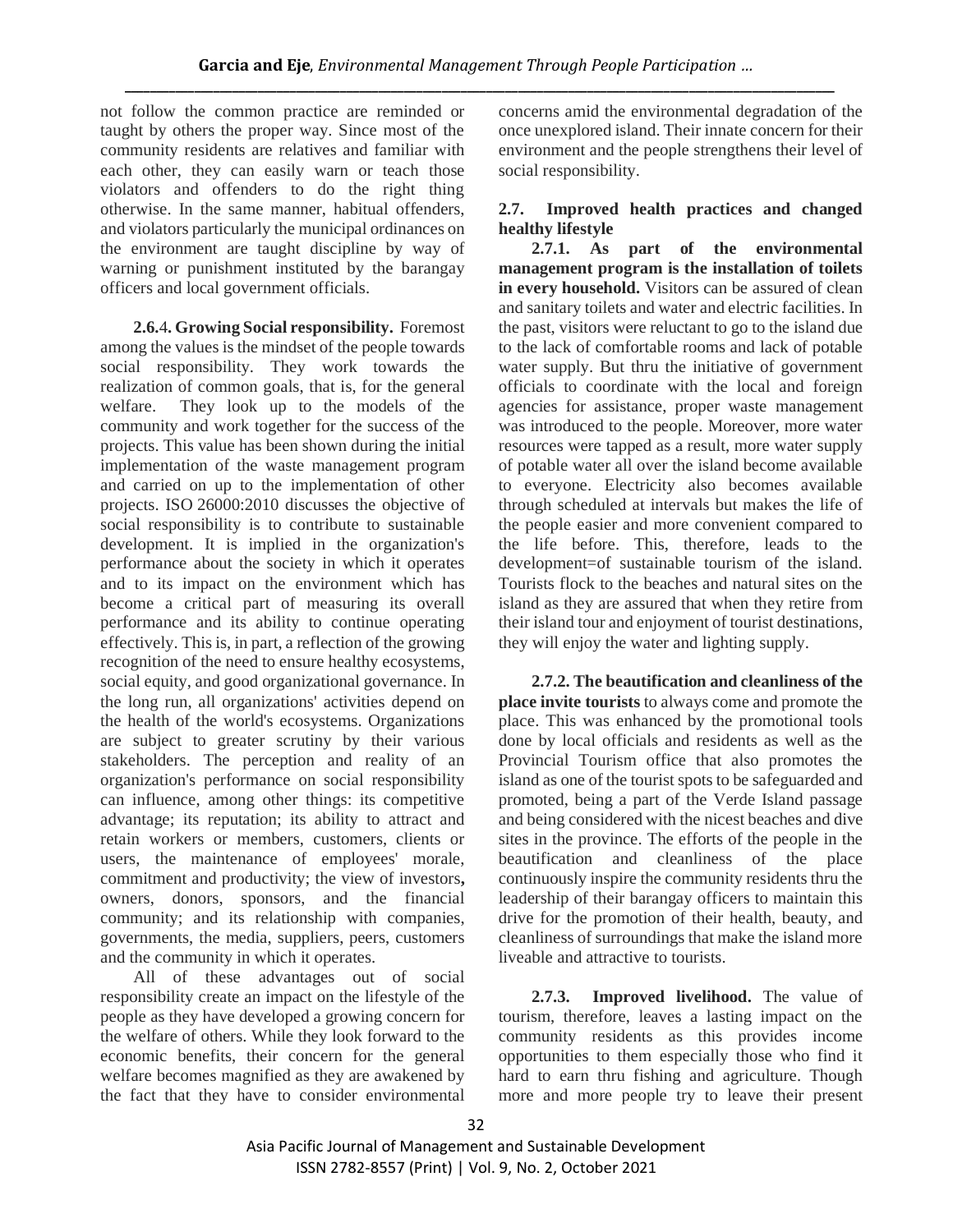not follow the common practice are reminded or taught by others the proper way. Since most of the community residents are relatives and familiar with each other, they can easily warn or teach those violators and offenders to do the right thing otherwise. In the same manner, habitual offenders, and violators particularly the municipal ordinances on the environment are taught discipline by way of warning or punishment instituted by the barangay officers and local government officials.

**2.6.4. Growing Social responsibility.** Foremost among the values is the mindset of the people towards social responsibility. They work towards the realization of common goals, that is, for the general welfare. They look up to the models of the community and work together for the success of the projects. This value has been shown during the initial implementation of the waste management program and carried on up to the implementation of other projects. ISO 26000:2010 discusses the objective of social responsibility is to contribute to sustainable development. It is implied in the organization's performance about the society in which it operates and to its impact on the environment which has become a critical part of measuring its overall performance and its ability to continue operating effectively. This is, in part, a reflection of the growing recognition of the need to ensure healthy ecosystems, social equity, and good organizational governance. In the long run, all organizations' activities depend on the health of the world's ecosystems. Organizations are subject to greater scrutiny by their various stakeholders. The perception and reality of an organization's performance on social responsibility can influence, among other things: its competitive advantage; its reputation; its ability to attract and retain workers or members, customers, clients or users, the maintenance of employees' morale, commitment and productivity; the view of investors, owners, donors, sponsors, and the financial community; and its relationship with companies, governments, the media, suppliers, peers, customers and the community in which it operates.

All of these advantages out of social responsibility create an impact on the lifestyle of the people as they have developed a growing concern for the welfare of others. While they look forward to the economic benefits, their concern for the general welfare becomes magnified as they are awakened by the fact that they have to consider environmental concerns amid the environmental degradation of the once unexplored island. Their innate concern for their environment and the people strengthens their level of social responsibility.

### 2.7. Improved health practices and changed healthy lifestyle

**2.7.1. As part of the environmental management program is the installation of toilets in every household.** Visitors can be assured of clean and sanitary toilets and water and electric facilities. In the past, visitors were reluctant to go to the island due to the lack of comfortable rooms and lack of potable water supply. But thru the initiative of government officials to coordinate with the local and foreign agencies for assistance, proper waste management was introduced to the people. Moreover, more water resources were tapped as a result, more water supply of potable water all over the island become available to everyone. Electricity also becomes available through scheduled at intervals but makes the life of the people easier and more convenient compared to the life before. This, therefore, leads to the development=of sustainable tourism of the island. Tourists flock to the beaches and natural sites on the island as they are assured that when they retire from their island tour and enjoyment of tourist destinations, they will enjoy the water and lighting supply.

**2.7.2. The beautification and cleanliness of the place invite tourists** to always come and promote the place. This was enhanced by the promotional tools done by local officials and residents as well as the Provincial Tourism office that also promotes the island as one of the tourist spots to be safeguarded and promoted, being a part of the Verde Island passage and being considered with the nicest beaches and dive sites in the province. The efforts of the people in the beautification and cleanliness of the place continuously inspire the community residents thru the leadership of their barangay officers to maintain this drive for the promotion of their health, beauty, and cleanliness of surroundings that make the island more liveable and attractive to tourists.

**2.7.3. Improved livelihood.** The value of tourism, therefore, leaves a lasting impact on the community residents as this provides income opportunities to them especially those who find it hard to earn thru fishing and agriculture. Though more and more people try to leave their present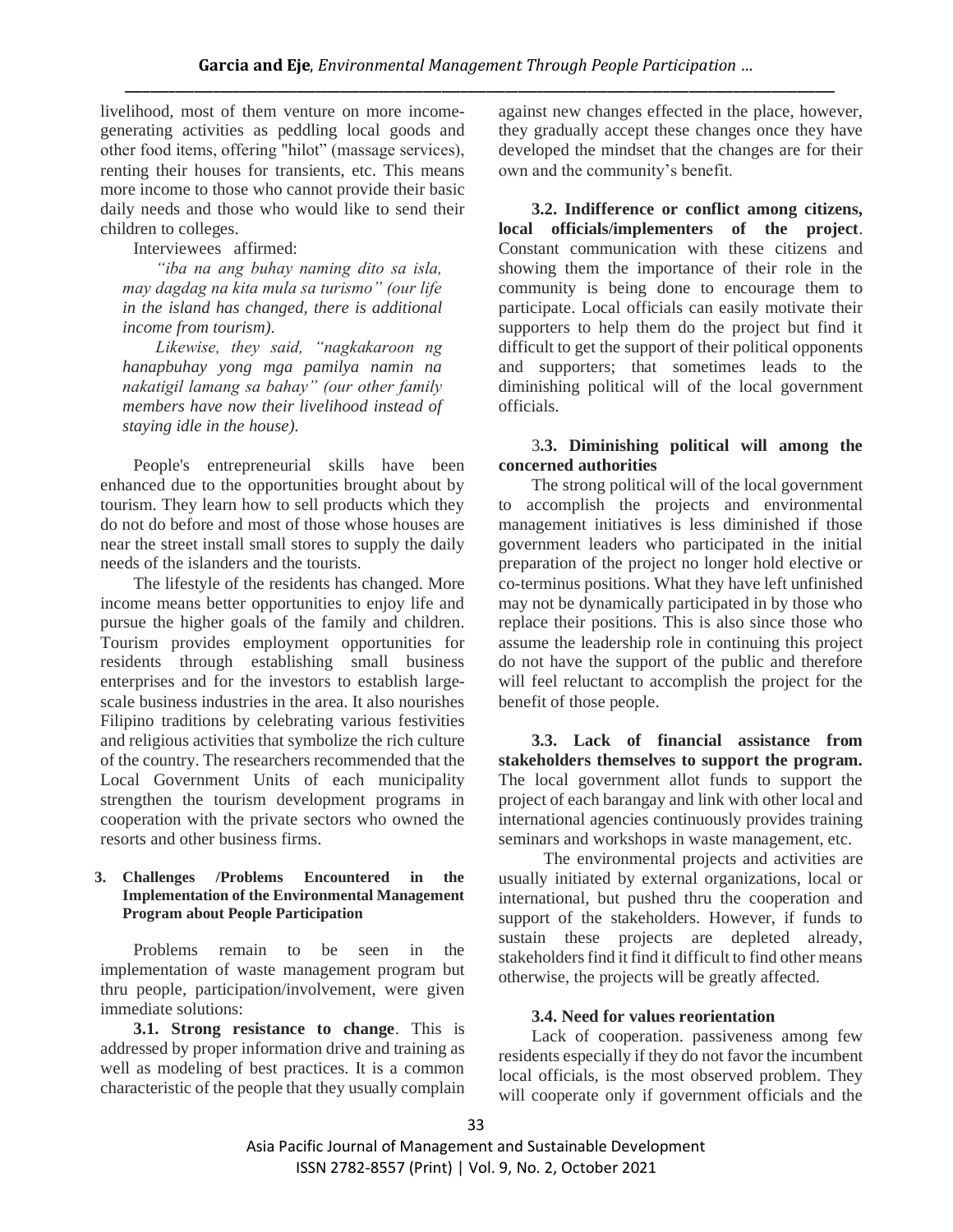livelihood, most of them venture on more income-generating activities as peddling local goods and other food items, offering "hilot" (massage services), renting their houses for transients, etc. This means more income to those who cannot provide their basic daily needs and those who would like to send their children to colleges.

Interviewees affirmed:

> *"iba na ang buhay naming dito sa isla, may dagdag na kita mula sa turismo" (our life in the island has changed, there is additional income from tourism).*
>
> *Likewise, they said, "nagkakaroon ng hanapbuhay yong mga pamilya namin na nakatigil lamang sa bahay" (our other family members have now their livelihood instead of staying idle in the house).*

People's entrepreneurial skills have been enhanced due to the opportunities brought about by tourism. They learn how to sell products which they do not do before and most of those whose houses are near the street install small stores to supply the daily needs of the islanders and the tourists.

The lifestyle of the residents has changed. More income means better opportunities to enjoy life and pursue the higher goals of the family and children. Tourism provides employment opportunities for residents through establishing small business enterprises and for the investors to establish large-scale business industries in the area. It also nourishes Filipino traditions by celebrating various festivities and religious activities that symbolize the rich culture of the country. The researchers recommended that the Local Government Units of each municipality strengthen the tourism development programs in cooperation with the private sectors who owned the resorts and other business firms.

### 3. Challenges /Problems Encountered in the Implementation of the Environmental Management Program about People Participation

Problems remain to be seen in the implementation of waste management program but thru people, participation/involvement, were given immediate solutions:

**3.1. Strong resistance to change**. This is addressed by proper information drive and training as well as modeling of best practices. It is a common characteristic of the people that they usually complain against new changes effected in the place, however, they gradually accept these changes once they have developed the mindset that the changes are for their own and the community's benefit.

**3.2. Indifference or conflict among citizens, local officials/implementers of the project**. Constant communication with these citizens and showing them the importance of their role in the community is being done to encourage them to participate. Local officials can easily motivate their supporters to help them do the project but find it difficult to get the support of their political opponents and supporters; that sometimes leads to the diminishing political will of the local government officials.

**3.3. Diminishing political will among the concerned authorities**

The strong political will of the local government to accomplish the projects and environmental management initiatives is less diminished if those government leaders who participated in the initial preparation of the project no longer hold elective or co-terminus positions. What they have left unfinished may not be dynamically participated in by those who replace their positions. This is also since those who assume the leadership role in continuing this project do not have the support of the public and therefore will feel reluctant to accomplish the project for the benefit of those people.

**3.3. Lack of financial assistance from stakeholders themselves to support the program.** The local government allot funds to support the project of each barangay and link with other local and international agencies continuously provides training seminars and workshops in waste management, etc.

The environmental projects and activities are usually initiated by external organizations, local or international, but pushed thru the cooperation and support of the stakeholders. However, if funds to sustain these projects are depleted already, stakeholders find it find it difficult to find other means otherwise, the projects will be greatly affected.

**3.4. Need for values reorientation**

Lack of cooperation. passiveness among few residents especially if they do not favor the incumbent local officials, is the most observed problem. They will cooperate only if government officials and the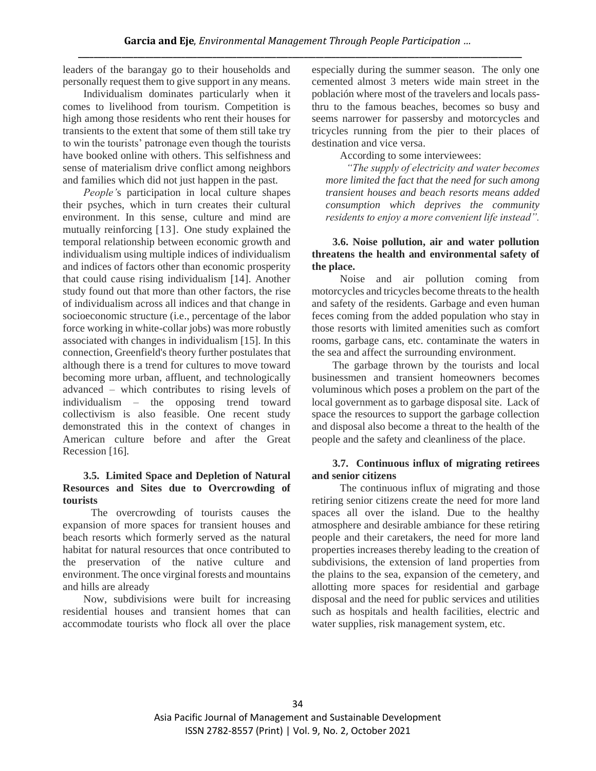leaders of the barangay go to their households and personally request them to give support in any means.

Individualism dominates particularly when it comes to livelihood from tourism. Competition is high among those residents who rent their houses for transients to the extent that some of them still take try to win the tourists' patronage even though the tourists have booked online with others. This selfishness and sense of materialism drive conflict among neighbors and families which did not just happen in the past.

*People'*s participation in local culture shapes their psyches, which in turn creates their cultural environment. In this sense, culture and mind are mutually reinforcing [13]. One study explained the temporal relationship between economic growth and individualism using multiple indices of individualism and indices of factors other than economic prosperity that could cause rising individualism [14]. Another study found out that more than other factors, the rise of individualism across all indices and that change in socioeconomic structure (i.e., percentage of the labor force working in white-collar jobs) was more robustly associated with changes in individualism [15]. In this connection, Greenfield's theory further postulates that although there is a trend for cultures to move toward becoming more urban, affluent, and technologically advanced – which contributes to rising levels of individualism – the opposing trend toward collectivism is also feasible. One recent study demonstrated this in the context of changes in American culture before and after the Great Recession [16].

### 3.5. Limited Space and Depletion of Natural Resources and Sites due to Overcrowding of tourists

The overcrowding of tourists causes the expansion of more spaces for transient houses and beach resorts which formerly served as the natural habitat for natural resources that once contributed to the preservation of the native culture and environment. The once virginal forests and mountains and hills are already

Now, subdivisions were built for increasing residential houses and transient homes that can accommodate tourists who flock all over the place especially during the summer season. The only one cemented almost 3 meters wide main street in the población where most of the travelers and locals pass-thru to the famous beaches, becomes so busy and seems narrower for passersby and motorcycles and tricycles running from the pier to their places of destination and vice versa.

According to some interviewees:

*"The supply of electricity and water becomes more limited the fact that the need for such among transient houses and beach resorts means added consumption which deprives the community residents to enjoy a more convenient life instead".*

### 3.6. Noise pollution, air and water pollution threatens the health and environmental safety of the place.

Noise and air pollution coming from motorcycles and tricycles become threats to the health and safety of the residents. Garbage and even human feces coming from the added population who stay in those resorts with limited amenities such as comfort rooms, garbage cans, etc. contaminate the waters in the sea and affect the surrounding environment.

The garbage thrown by the tourists and local businessmen and transient homeowners becomes voluminous which poses a problem on the part of the local government as to garbage disposal site. Lack of space the resources to support the garbage collection and disposal also become a threat to the health of the people and the safety and cleanliness of the place.

### 3.7. Continuous influx of migrating retirees and senior citizens

The continuous influx of migrating and those retiring senior citizens create the need for more land spaces all over the island. Due to the healthy atmosphere and desirable ambiance for these retiring people and their caretakers, the need for more land properties increases thereby leading to the creation of subdivisions, the extension of land properties from the plains to the sea, expansion of the cemetery, and allotting more spaces for residential and garbage disposal and the need for public services and utilities such as hospitals and health facilities, electric and water supplies, risk management system, etc.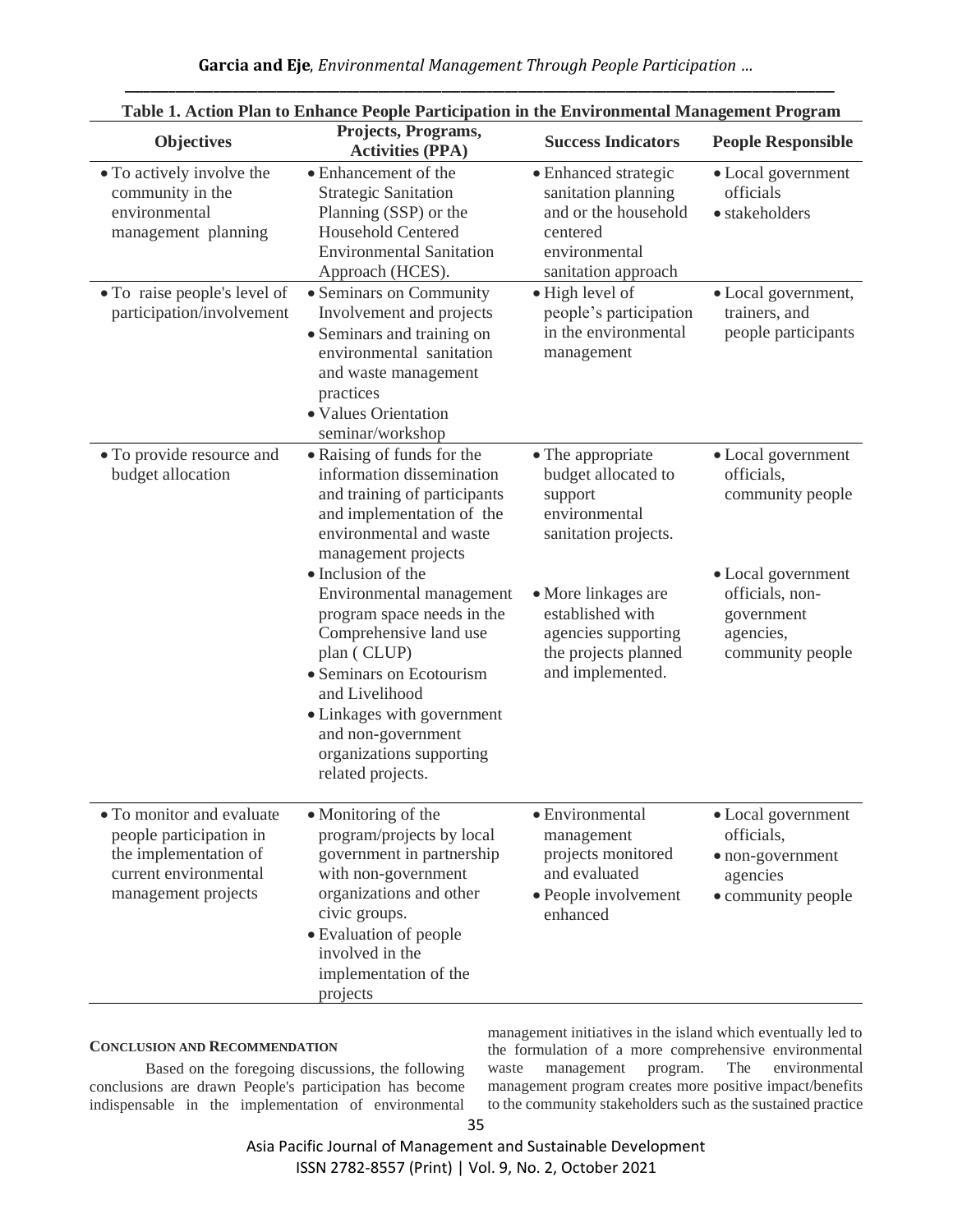**Table 1. Action Plan to Enhance People Participation in the Environmental Management Program**

| Objectives | Projects, Programs, Activities (PPA) | Success Indicators | People Responsible |
|---|---|---|---|
| • To actively involve the community in the environmental management planning | • Enhancement of the Strategic Sanitation Planning (SSP) or the Household Centered Environmental Sanitation Approach (HCES). | • Enhanced strategic sanitation planning and or the household centered environmental sanitation approach | • Local government officials<br>• stakeholders |
| • To raise people's level of participation/involvement | • Seminars on Community Involvement and projects<br>• Seminars and training on environmental sanitation and waste management practices<br>• Values Orientation seminar/workshop | • High level of people's participation in the environmental management | • Local government, trainers, and people participants |
| • To provide resource and budget allocation | • Raising of funds for the information dissemination and training of participants and implementation of the environmental and waste management projects<br>• Inclusion of the Environmental management program space needs in the Comprehensive land use plan ( CLUP)<br>• Seminars on Ecotourism and Livelihood<br>• Linkages with government and non-government organizations supporting related projects. | • The appropriate budget allocated to support environmental sanitation projects.<br>• More linkages are established with agencies supporting the projects planned and implemented. | • Local government officials, community people<br>• Local government officials, non-government agencies, community people |
| • To monitor and evaluate people participation in the implementation of current environmental management projects | • Monitoring of the program/projects by local government in partnership with non-government organizations and other civic groups.<br>• Evaluation of people involved in the implementation of the projects | • Environmental management projects monitored and evaluated<br>• People involvement enhanced | • Local government officials,<br>• non-government agencies<br>• community people |

## CONCLUSION AND RECOMMENDATION

Based on the foregoing discussions, the following conclusions are drawn People's participation has become indispensable in the implementation of environmental management initiatives in the island which eventually led to the formulation of a more comprehensive environmental waste management program. The environmental management program creates more positive impact/benefits to the community stakeholders such as the sustained practice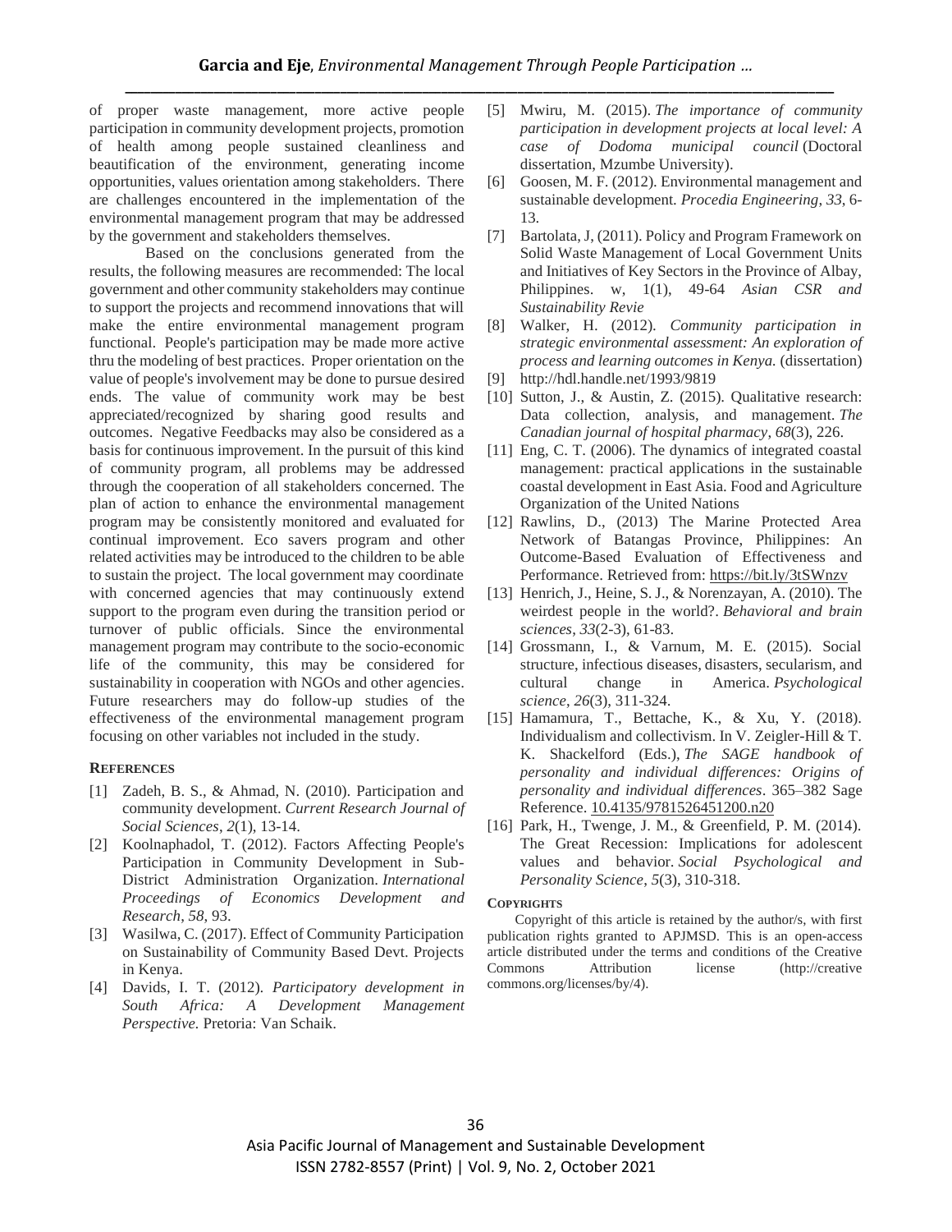of proper waste management, more active people participation in community development projects, promotion of health among people sustained cleanliness and beautification of the environment, generating income opportunities, values orientation among stakeholders. There are challenges encountered in the implementation of the environmental management program that may be addressed by the government and stakeholders themselves.

Based on the conclusions generated from the results, the following measures are recommended: The local government and other community stakeholders may continue to support the projects and recommend innovations that will make the entire environmental management program functional. People's participation may be made more active thru the modeling of best practices. Proper orientation on the value of people's involvement may be done to pursue desired ends. The value of community work may be best appreciated/recognized by sharing good results and outcomes. Negative Feedbacks may also be considered as a basis for continuous improvement. In the pursuit of this kind of community program, all problems may be addressed through the cooperation of all stakeholders concerned. The plan of action to enhance the environmental management program may be consistently monitored and evaluated for continual improvement. Eco savers program and other related activities may be introduced to the children to be able to sustain the project. The local government may coordinate with concerned agencies that may continuously extend support to the program even during the transition period or turnover of public officials. Since the environmental management program may contribute to the socio-economic life of the community, this may be considered for sustainability in cooperation with NGOs and other agencies. Future researchers may do follow-up studies of the effectiveness of the environmental management program focusing on other variables not included in the study.

## REFERENCES

[1] Zadeh, B. S., & Ahmad, N. (2010). Participation and community development. *Current Research Journal of Social Sciences*, *2*(1), 13-14.

[2] Koolnaphadol, T. (2012). Factors Affecting People's Participation in Community Development in Sub-District Administration Organization. *International Proceedings of Economics Development and Research*, *58*, 93.

[3] Wasilwa, C. (2017). Effect of Community Participation on Sustainability of Community Based Devt. Projects in Kenya.

[4] Davids, I. T. (2012). *Participatory development in South Africa: A Development Management Perspective.* Pretoria: Van Schaik.

[5] Mwiru, M. (2015). *The importance of community participation in development projects at local level: A case of Dodoma municipal council* (Doctoral dissertation, Mzumbe University).

[6] Goosen, M. F. (2012). Environmental management and sustainable development. *Procedia Engineering*, *33*, 6-13.

[7] Bartolata, J, (2011). Policy and Program Framework on Solid Waste Management of Local Government Units and Initiatives of Key Sectors in the Province of Albay, Philippines. w, 1(1), 49-64 *Asian CSR and Sustainability Revie*

[8] Walker, H. (2012). *Community participation in strategic environmental assessment: An exploration of process and learning outcomes in Kenya.* (dissertation)

[9] http://hdl.handle.net/1993/9819

[10] Sutton, J., & Austin, Z. (2015). Qualitative research: Data collection, analysis, and management. *The Canadian journal of hospital pharmacy*, *68*(3), 226.

[11] Eng, C. T. (2006). The dynamics of integrated coastal management: practical applications in the sustainable coastal development in East Asia. Food and Agriculture Organization of the United Nations

[12] Rawlins, D., (2013) The Marine Protected Area Network of Batangas Province, Philippines: An Outcome-Based Evaluation of Effectiveness and Performance. Retrieved from: https://bit.ly/3tSWnzv

[13] Henrich, J., Heine, S. J., & Norenzayan, A. (2010). The weirdest people in the world?. *Behavioral and brain sciences*, *33*(2-3), 61-83.

[14] Grossmann, I., & Varnum, M. E. (2015). Social structure, infectious diseases, disasters, secularism, and cultural change in America. *Psychological science*, *26*(3), 311-324.

[15] Hamamura, T., Bettache, K., & Xu, Y. (2018). Individualism and collectivism. In V. Zeigler-Hill & T. K. Shackelford (Eds.), *The SAGE handbook of personality and individual differences: Origins of personality and individual differences*. 365–382 Sage Reference. 10.4135/9781526451200.n20

[16] Park, H., Twenge, J. M., & Greenfield, P. M. (2014). The Great Recession: Implications for adolescent values and behavior. *Social Psychological and Personality Science*, *5*(3), 310-318.

### COPYRIGHTS

Copyright of this article is retained by the author/s, with first publication rights granted to APJMSD. This is an open-access article distributed under the terms and conditions of the Creative Commons Attribution license (http://creative commons.org/licenses/by/4).